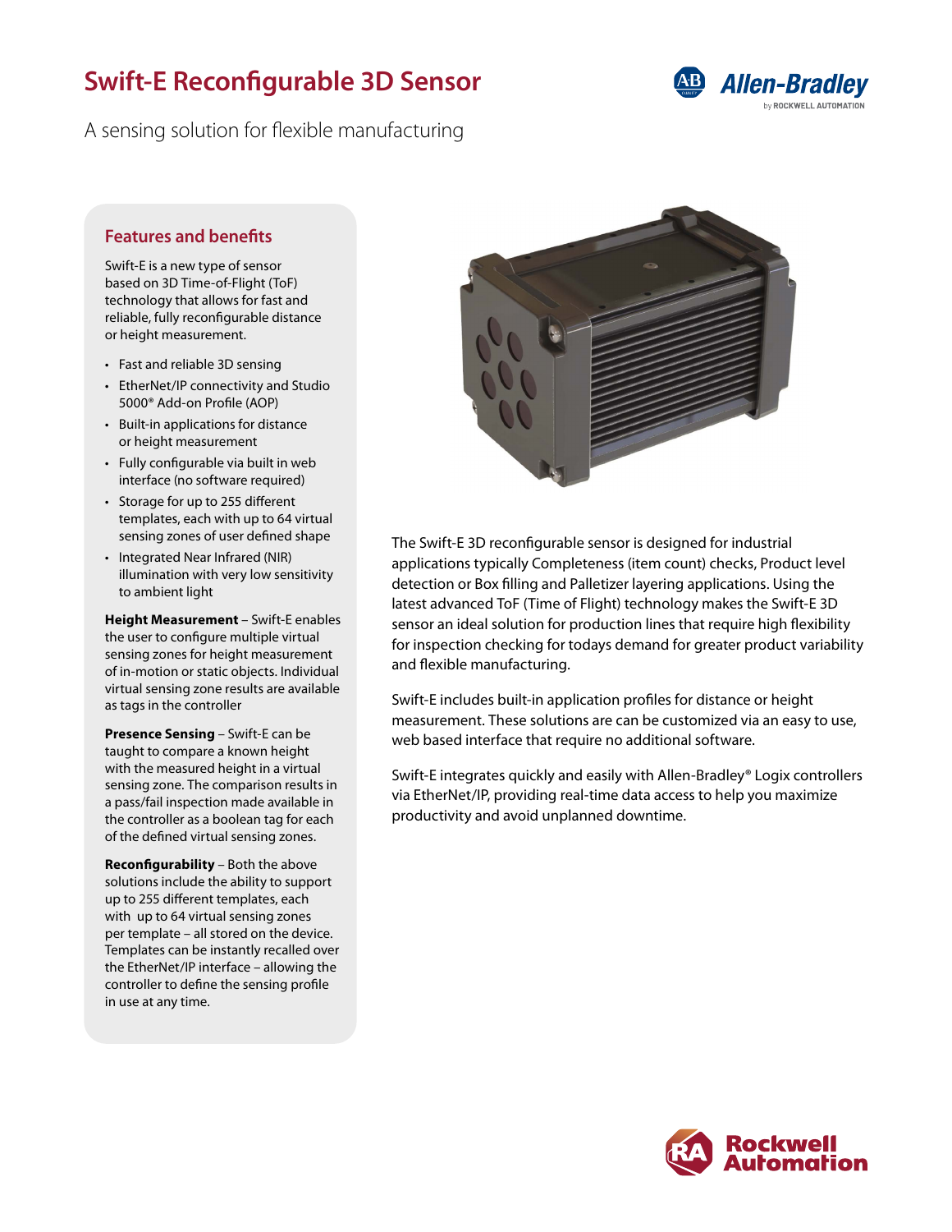# Swift-E Reconfigurable 3D Sensor

A sensing solution for flexible manufacturing

## Features and benefits

Swift-E is a new type of sensor based on 3D Time-of-Flight (ToF) technology that allows for fast and reliable, fully reconfigurable distance or height measurement.

- Fast and reliable 3D sensing
- EtherNet/IP connectivity and Studio 5000® Add-on Profile (AOP)
- Built-in applications for distance or height measurement
- Fully configurable via built in web interface (no software required)
- Storage for up to 255 different templates, each with up to 64 virtual sensing zones of user defined shape
- Integrated Near Infrared (NIR) illumination with very low sensitivity to ambient light

**Height Measurement** – Swift-E enables the user to configure multiple virtual sensing zones for height measurement of in-motion or static objects. Individual virtual sensing zone results are available as tags in the controller

**Presence Sensing** – Swift-E can be taught to compare a known height with the measured height in a virtual sensing zone. The comparison results in a pass/fail inspection made available in the controller as a boolean tag for each of the defined virtual sensing zones.

**Reconfigurability** – Both the above solutions include the ability to support up to 255 different templates, each with up to 64 virtual sensing zones per template – all stored on the device. Templates can be instantly recalled over the EtherNet/IP interface – allowing the controller to define the sensing profile in use at any time.

The Swift-E 3D reconfigurable sensor is designed for industrial applications typically Completeness (item count) checks, Product level detection or Box filling and Palletizer layering applications. Using the latest advanced ToF (Time of Flight) technology makes the Swift-E 3D sensor an ideal solution for production lines that require high flexibility for inspection checking for todays demand for greater product variability and flexible manufacturing.

Swift-E includes built-in application profiles for distance or height measurement. These solutions are can be customized via an easy to use, web based interface that require no additional software.

Swift-E integrates quickly and easily with Allen-Bradley® Logix controllers via EtherNet/IP, providing real-time data access to help you maximize productivity and avoid unplanned downtime.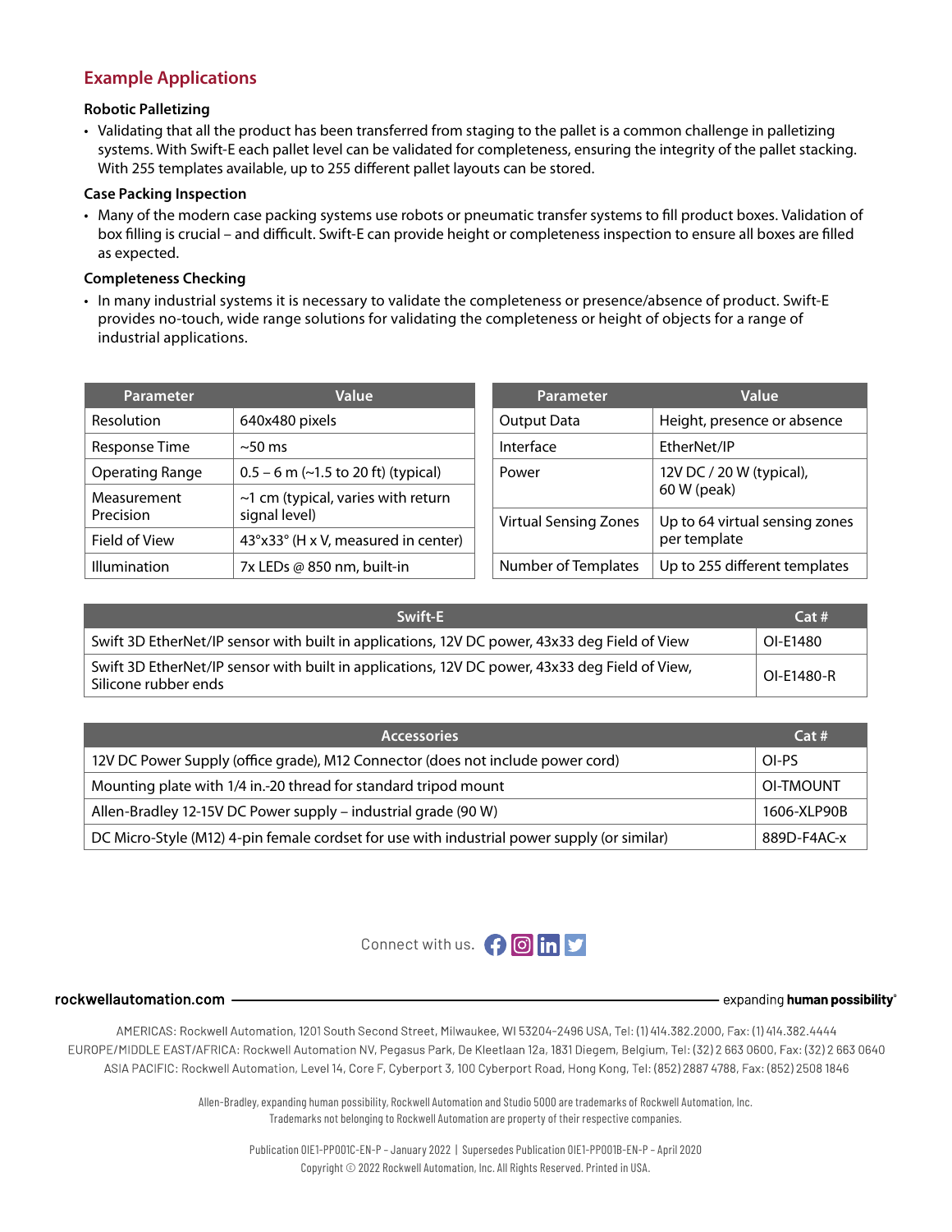## Example Applications

### Robotic Palletizing

- Validating that all the product has been transferred from staging to the pallet is a common challenge in palletizing systems. With Swift-E each pallet level can be validated for completeness, ensuring the integrity of the pallet stacking. With 255 templates available, up to 255 different pallet layouts can be stored.

### Case Packing Inspection

- Many of the modern case packing systems use robots or pneumatic transfer systems to fill product boxes. Validation of box filling is crucial – and difficult. Swift-E can provide height or completeness inspection to ensure all boxes are filled as expected.

### Completeness Checking

- In many industrial systems it is necessary to validate the completeness or presence/absence of product. Swift-E provides no-touch, wide range solutions for validating the completeness or height of objects for a range of industrial applications.

| Parameter | Value |
|---|---|
| Resolution | 640x480 pixels |
| Response Time | ~50 ms |
| Operating Range | 0.5 – 6 m (~1.5 to 20 ft) (typical) |
| Measurement Precision | ~1 cm (typical, varies with return signal level) |
| Field of View | 43°x33° (H x V, measured in center) |
| Illumination | 7x LEDs @ 850 nm, built-in |

| Parameter | Value |
|---|---|
| Output Data | Height, presence or absence |
| Interface | EtherNet/IP |
| Power | 12V DC / 20 W (typical), 60 W (peak) |
| Virtual Sensing Zones | Up to 64 virtual sensing zones per template |
| Number of Templates | Up to 255 different templates |

| Swift-E | Cat # |
|---|---|
| Swift 3D EtherNet/IP sensor with built in applications, 12V DC power, 43x33 deg Field of View | OI-E1480 |
| Swift 3D EtherNet/IP sensor with built in applications, 12V DC power, 43x33 deg Field of View, Silicone rubber ends | OI-E1480-R |

| Accessories | Cat # |
|---|---|
| 12V DC Power Supply (office grade), M12 Connector (does not include power cord) | OI-PS |
| Mounting plate with 1/4 in.-20 thread for standard tripod mount | OI-TMOUNT |
| Allen-Bradley 12-15V DC Power supply – industrial grade (90 W) | 1606-XLP90B |
| DC Micro-Style (M12) 4-pin female cordset for use with industrial power supply (or similar) | 889D-F4AC-x |

Connect with us.

rockwellautomation.com — expanding **human possibility**®

AMERICAS: Rockwell Automation, 1201 South Second Street, Milwaukee, WI 53204-2496 USA, Tel: (1) 414.382.2000, Fax: (1) 414.382.4444
EUROPE/MIDDLE EAST/AFRICA: Rockwell Automation NV, Pegasus Park, De Kleetlaan 12a, 1831 Diegem, Belgium, Tel: (32) 2 663 0600, Fax: (32) 2 663 0640
ASIA PACIFIC: Rockwell Automation, Level 14, Core F, Cyberport 3, 100 Cyberport Road, Hong Kong, Tel: (852) 2887 4788, Fax: (852) 2508 1846

Allen-Bradley, expanding human possibility, Rockwell Automation and Studio 5000 are trademarks of Rockwell Automation, Inc.
Trademarks not belonging to Rockwell Automation are property of their respective companies.

Publication OIE1-PP001C-EN-P – January 2022 | Supersedes Publication OIE1-PP001B-EN-P – April 2020
Copyright © 2022 Rockwell Automation, Inc. All Rights Reserved. Printed in USA.